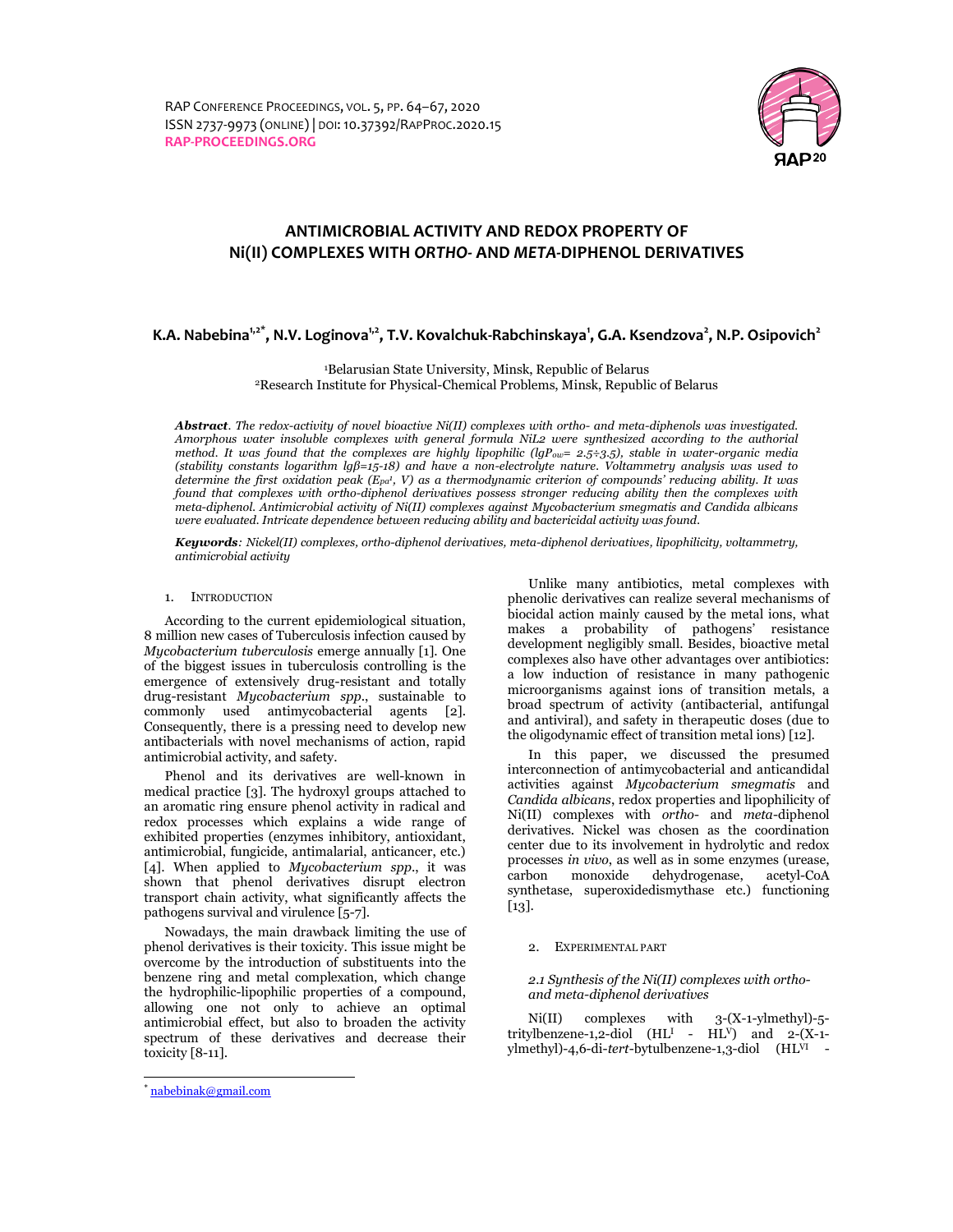# ANTIMICROBIAL ACTIVITY AND REDOX PROPERTY OF Ni(II) COMPLEXES WITH *ORTHO*- AND *META*-DIPHENOL DERIVATIVES

**K.A. Nabebina[1,2*], N.V. Loginova[1,2], T.V. Kovalchuk-Rabchinskaya[1], G.A. Ksendzova[2], N.P. Osipovich[2]**

[1]Belarusian State University, Minsk, Republic of Belarus
[2]Research Institute for Physical-Chemical Problems, Minsk, Republic of Belarus

***Abstract***. *The redox-activity of novel bioactive Ni(II) complexes with ortho- and meta-diphenols was investigated. Amorphous water insoluble complexes with general formula NiL2 were synthesized according to the authorial method. It was found that the complexes are highly lipophilic ($lgP_{ow}$= 2.5÷3.5), stable in water-organic media (stability constants logarithm lgβ=15-18) and have a non-electrolyte nature. Voltammetry analysis was used to determine the first oxidation peak ($E_{pa}^{1}$, V) as a thermodynamic criterion of compounds' reducing ability. It was found that complexes with ortho-diphenol derivatives possess stronger reducing ability then the complexes with meta-diphenol. Antimicrobial activity of Ni(II) complexes against Mycobacterium smegmatis and Candida albicans were evaluated. Intricate dependence between reducing ability and bactericidal activity was found.*

***Keywords****: Nickel(II) complexes, ortho-diphenol derivatives, meta-diphenol derivatives, lipophilicity, voltammetry, antimicrobial activity*

## 1. Introduction

According to the current epidemiological situation, 8 million new cases of Tuberculosis infection caused by *Mycobacterium tuberculosis* emerge annually [1]. One of the biggest issues in tuberculosis controlling is the emergence of extensively drug-resistant and totally drug-resistant *Mycobacterium spp*., sustainable to commonly used antimycobacterial agents [2]. Consequently, there is a pressing need to develop new antibacterials with novel mechanisms of action, rapid antimicrobial activity, and safety.

Phenol and its derivatives are well-known in medical practice [3]. The hydroxyl groups attached to an aromatic ring ensure phenol activity in radical and redox processes which explains a wide range of exhibited properties (enzymes inhibitory, antioxidant, antimicrobial, fungicide, antimalarial, anticancer, etc.) [4]. When applied to *Mycobacterium spp*., it was shown that phenol derivatives disrupt electron transport chain activity, what significantly affects the pathogens survival and virulence [5-7].

Nowadays, the main drawback limiting the use of phenol derivatives is their toxicity. This issue might be overcome by the introduction of substituents into the benzene ring and metal complexation, which change the hydrophilic-lipophilic properties of a compound, allowing one not only to achieve an optimal antimicrobial effect, but also to broaden the activity spectrum of these derivatives and decrease their toxicity [8-11].

Unlike many antibiotics, metal complexes with phenolic derivatives can realize several mechanisms of biocidal action mainly caused by the metal ions, what makes a probability of pathogens' resistance development negligibly small. Besides, bioactive metal complexes also have other advantages over antibiotics: a low induction of resistance in many pathogenic microorganisms against ions of transition metals, a broad spectrum of activity (antibacterial, antifungal and antiviral), and safety in therapeutic doses (due to the oligodynamic effect of transition metal ions) [12].

In this paper, we discussed the presumed interconnection of antimycobacterial and anticandidal activities against *Mycobacterium smegmatis* and *Candida albicans*, redox properties and lipophilicity of Ni(II) complexes with *ortho*- and *meta*-diphenol derivatives. Nickel was chosen as the coordination center due to its involvement in hydrolytic and redox processes *in vivo*, as well as in some enzymes (urease, carbon monoxide dehydrogenase, acetyl-CoA synthetase, superoxidedismythase etc.) functioning [13].

## 2. Experimental part

### *2.1 Synthesis of the Ni(II) complexes with ortho- and meta-diphenol derivatives*

Ni(II) complexes with 3-(X-1-ylmethyl)-5-tritylbenzene-1,2-diol ($HL^{I}$ - $HL^{V}$) and 2-(X-1-ylmethyl)-4,6-di-*tert*-bytulbenzene-1,3-diol ($HL^{VI}$ -

[*] nabebinak@gmail.com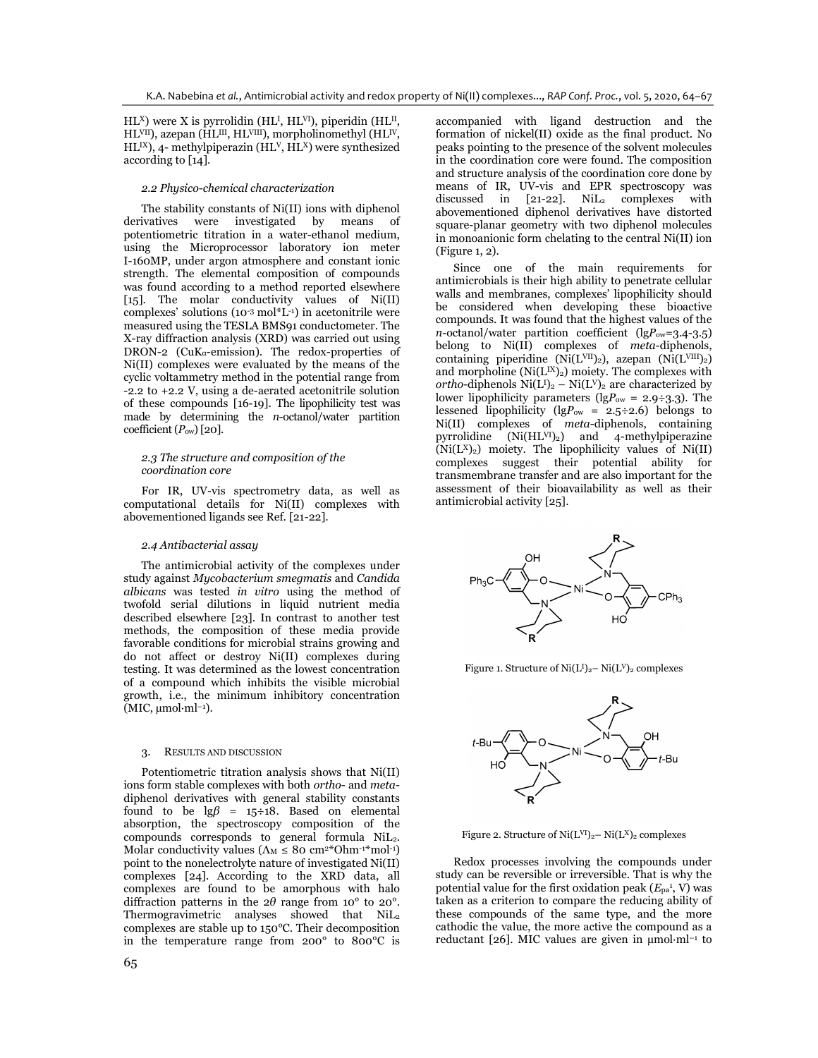$HL^X$) were X is pyrrolidin ($HL^I$, $HL^{VI}$), piperidin ($HL^{II}$, $HL^{VII}$), azepan ($HL^{III}$, $HL^{VIII}$), morpholinomethyl ($HL^{IV}$, $HL^{IX}$), 4- methylpiperazin ($HL^V$, $HL^X$) were synthesized according to [14].

### 2.2 Physico-chemical characterization

The stability constants of Ni(II) ions with diphenol derivatives were investigated by means of potentiometric titration in a water-ethanol medium, using the Microprocessor laboratory ion meter I-160MP, under argon atmosphere and constant ionic strength. The elemental composition of compounds was found according to a method reported elsewhere [15]. The molar conductivity values of Ni(II) complexes' solutions ($10^{-3}$ mol*L$^{-1}$) in acetonitrile were measured using the TESLA BMS91 conductometer. The X-ray diffraction analysis (XRD) was carried out using DRON-2 ($CuK_\alpha$-emission). The redox-properties of Ni(II) complexes were evaluated by the means of the cyclic voltammetry method in the potential range from -2.2 to +2.2 V, using a de-aerated acetonitrile solution of these compounds [16-19]. The lipophilicity test was made by determining the *n*-octanol/water partition coefficient ($P_{ow}$) [20].

### 2.3 The structure and composition of the coordination core

For IR, UV-vis spectrometry data, as well as computational details for Ni(II) complexes with abovementioned ligands see Ref. [21-22].

### 2.4 Antibacterial assay

The antimicrobial activity of the complexes under study against *Mycobacterium smegmatis* and *Candida albicans* was tested *in vitro* using the method of twofold serial dilutions in liquid nutrient media described elsewhere [23]. In contrast to another test methods, the composition of these media provide favorable conditions for microbial strains growing and do not affect or destroy Ni(II) complexes during testing. It was determined as the lowest concentration of a compound which inhibits the visible microbial growth, i.e., the minimum inhibitory concentration (MIC, μmol·ml$^{-1}$).

## 3. Results and discussion

Potentiometric titration analysis shows that Ni(II) ions form stable complexes with both *ortho*- and *meta*-diphenol derivatives with general stability constants found to be $\lg\beta$ = 15÷18. Based on elemental absorption, the spectroscopy composition of the compounds corresponds to general formula $NiL_2$. Molar conductivity values ($\Lambda_M \le 80$ cm$^2$*Ohm$^{-1}$*mol$^{-1}$) point to the nonelectrolyte nature of investigated Ni(II) complexes [24]. According to the XRD data, all complexes are found to be amorphous with halo diffraction patterns in the $2\theta$ range from 10° to 20°. Thermogravimetric analyses showed that $NiL_2$ complexes are stable up to 150°C. Their decomposition in the temperature range from 200° to 800°C is accompanied with ligand destruction and the formation of nickel(II) oxide as the final product. No peaks pointing to the presence of the solvent molecules in the coordination core were found. The composition and structure analysis of the coordination core done by means of IR, UV-vis and EPR spectroscopy was discussed in [21-22]. $NiL_2$ complexes with abovementioned diphenol derivatives have distorted square-planar geometry with two diphenol molecules in monoanionic form chelating to the central Ni(II) ion (Figure 1, 2).

Since one of the main requirements for antimicrobials is their high ability to penetrate cellular walls and membranes, complexes' lipophilicity should be considered when developing these bioactive compounds. It was found that the highest values of the *n*-octanol/water partition coefficient ($\lg P_{ow}$=3.4-3.5) belong to Ni(II) complexes of *meta*-diphenols, containing piperidine ($Ni(L^{VII})_2$), azepan ($Ni(L^{VIII})_2$) and morpholine ($Ni(L^{IX})_2$) moiety. The complexes with *ortho*-diphenols $Ni(L^I)_2$ – $Ni(L^V)_2$ are characterized by lower lipophilicity parameters ($\lg P_{ow}$ = 2.9÷3.3). The lessened lipophilicity ($\lg P_{ow}$ = 2.5÷2.6) belongs to Ni(II) complexes of *meta*-diphenols, containing pyrrolidine ($Ni(HL^{VI})_2$) and 4-methylpiperazine ($Ni(L^X)_2$) moiety. The lipophilicity values of Ni(II) complexes suggest their potential ability for transmembrane transfer and are also important for the assessment of their bioavailability as well as their antimicrobial activity [25].

Figure 1. Structure of $Ni(L^I)_2$– $Ni(L^V)_2$ complexes

Figure 2. Structure of $Ni(L^{VI})_2$– $Ni(L^X)_2$ complexes

Redox processes involving the compounds under study can be reversible or irreversible. That is why the potential value for the first oxidation peak ($E_{pa}^1$, V) was taken as a criterion to compare the reducing ability of these compounds of the same type, and the more cathodic the value, the more active the compound as a reductant [26]. MIC values are given in μmol·ml$^{-1}$ to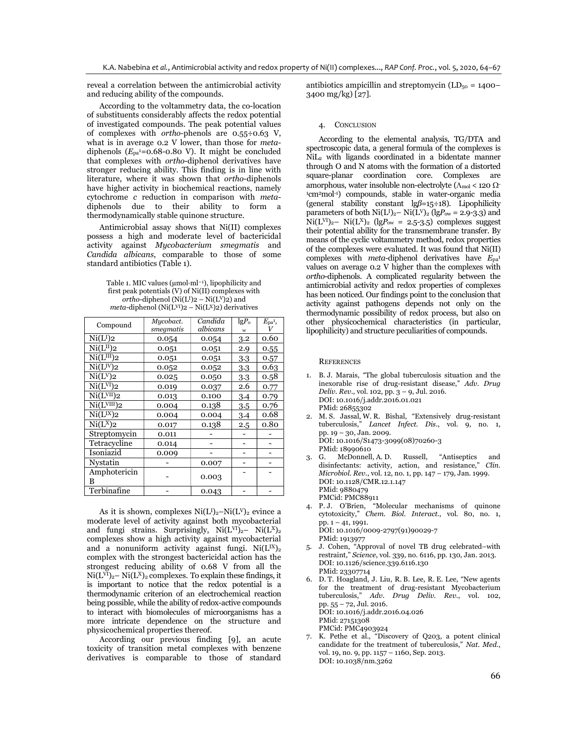reveal a correlation between the antimicrobial activity and reducing ability of the compounds.

According to the voltammetry data, the co-location of substituents considerably affects the redox potential of investigated compounds. The peak potential values of complexes with *ortho*-phenols are 0.55÷0.63 V, what is in average 0.2 V lower, than those for *meta*-diphenols ($E_{pa}^1$=0.68-0.80 V). It might be concluded that complexes with *ortho*-diphenol derivatives have stronger reducing ability. This finding is in line with literature, where it was shown that *ortho*-diphenols have higher activity in biochemical reactions, namely cytochrome *c* reduction in comparison with *meta*-diphenols due to their ability to form a thermodynamically stable quinone structure.

Antimicrobial assay shows that Ni(II) complexes possess a high and moderate level of bactericidal activity against *Mycobacterium smegmatis* and *Candida albicans*, comparable to those of some standard antibiotics (Table 1).

Table 1. MIC values (μmol·ml⁻¹), lipophilicity and first peak potentials (V) of Ni(II) complexes with *ortho*-diphenol ($Ni(L^I)_2$ – $Ni(L^V)_2$) and *meta*-diphenol ($Ni(L^{VI})_2$ – $Ni(L^X)_2$) derivatives

| Compound | *Mycobact. smegmatis* | *Candida albicans* | $\lg P_{ow}$ | $E_{pa}^1$, *V* |
|---|---|---|---|---|
| $Ni(L^I)_2$ | 0.054 | 0.054 | 3.2 | 0.60 |
| $Ni(L^{II})_2$ | 0.051 | 0.051 | 2.9 | 0.55 |
| $Ni(L^{III})_2$ | 0.051 | 0.051 | 3.3 | 0.57 |
| $Ni(L^{IV})_2$ | 0.052 | 0.052 | 3.3 | 0.63 |
| $Ni(L^V)_2$ | 0.025 | 0.050 | 3.3 | 0.58 |
| $Ni(L^{VI})_2$ | 0.019 | 0.037 | 2.6 | 0.77 |
| $Ni(L^{VII})_2$ | 0.013 | 0.100 | 3.4 | 0.79 |
| $Ni(L^{VIII})_2$ | 0.004 | 0.138 | 3.5 | 0.76 |
| $Ni(L^{IX})_2$ | 0.004 | 0.004 | 3.4 | 0.68 |
| $Ni(L^X)_2$ | 0.017 | 0.138 | 2.5 | 0.80 |
| Streptomycin | 0.011 | - | - | - |
| Tetracycline | 0.014 | - | - | - |
| Isoniazid | 0.009 | - | - | - |
| Nystatin | - | 0.007 | - | - |
| Amphotericin B | - | 0.003 | - | - |
| Terbinafine | - | 0.043 | - | - |

As it is shown, complexes $Ni(L^I)_2$–$Ni(L^V)_2$ evince a moderate level of activity against both mycobacterial and fungi strains. Surprisingly, $Ni(L^{VI})_2$– $Ni(L^X)_2$ complexes show a high activity against mycobacterial and a nonuniform activity against fungi. $Ni(L^{IX})_2$ complex with the strongest bactericidal action has the strongest reducing ability of 0.68 V from all the $Ni(L^{VI})_2$– $Ni(L^X)_2$ complexes. To explain these findings, it is important to notice that the redox potential is a thermodynamic criterion of an electrochemical reaction being possible, while the ability of redox-active compounds to interact with biomolecules of microorganisms has a more intricate dependence on the structure and physicochemical properties thereof.

According our previous finding [9], an acute toxicity of transition metal complexes with benzene derivatives is comparable to those of standard antibiotics ampicillin and streptomycin ($LD_{50}$ = 1400–3400 mg/kg) [27].

## 4. Conclusion

According to the elemental analysis, TG/DTA and spectroscopic data, a general formula of the complexes is $NiL_2$ with ligands coordinated in a bidentate manner through O and N atoms with the formation of a distorted square-planar coordination core. Complexes are amorphous, water insoluble non-electrolyte ($\Lambda_{mol}$ < 120 $\Omega^{-1}cm^2mol^{-1}$) compounds, stable in water-organic media (general stability constant $\lg\beta$=15÷18). Lipophilicity parameters of both $Ni(L^I)_2$– $Ni(L^V)_2$ ($\lg P_{ow}$ = 2.9-3.3) and $Ni(L^{VI})_2$– $Ni(L^X)_2$ ($\lg P_{ow}$ = 2.5-3.5) complexes suggest their potential ability for the transmembrane transfer. By means of the cyclic voltammetry method, redox properties of the complexes were evaluated. It was found that Ni(II) complexes with *meta*-diphenol derivatives have $E_{pa}^1$ values on average 0.2 V higher than the complexes with *ortho*-diphenols. A complicated regularity between the antimicrobial activity and redox properties of complexes has been noticed. Our findings point to the conclusion that activity against pathogens depends not only on the thermodynamic possibility of redox process, but also on other physicochemical characteristics (in particular, lipophilicity) and structure peculiarities of compounds.

## References

1. B. J. Marais, "The global tuberculosis situation and the inexorable rise of drug-resistant disease," *Adv. Drug Deliv. Rev.*, vol. 102, pp. 3 – 9, Jul. 2016.
   DOI: 10.1016/j.addr.2016.01.021
   PMid: 26855302
2. M. S. Jassal, W. R. Bishal, "Extensively drug-resistant tuberculosis," *Lancet Infect. Dis.*, vol. 9, no. 1, pp. 19 – 30, Jan. 2009.
   DOI: 10.1016/S1473-3099(08)70260-3
   PMid: 18990610
3. G. McDonnell, A. D. Russell, "Antiseptics and disinfectants: activity, action, and resistance," *Clin. Microbiol. Rev.*, vol. 12, no. 1, pp. 147 – 179, Jan. 1999.
   DOI: 10.1128/CMR.12.1.147
   PMid: 9880479
   PMCid: PMC88911
4. P. J. O'Brien, "Molecular mechanisms of quinone cytotoxicity," *Chem. Biol. Interact.*, vol. 80, no. 1, pp. 1 – 41, 1991.
   DOI: 10.1016/0009-2797(91)90029-7
   PMid: 1913977
5. J. Cohen, "Approval of novel TB drug celebrated–with restraint," *Science*, vol. 339, no. 6116, pp. 130, Jan. 2013.
   DOI: 10.1126/science.339.6116.130
   PMid: 23307714
6. D. T. Hoagland, J. Liu, R. B. Lee, R. E. Lee, "New agents for the treatment of drug-resistant Mycobacterium tuberculosis," *Adv. Drug Deliv. Rev.*, vol. 102, pp. 55 – 72, Jul. 2016.
   DOI: 10.1016/j.addr.2016.04.026
   PMid: 27151308
   PMCid: PMC4903924
7. K. Pethe et al., "Discovery of Q203, a potent clinical candidate for the treatment of tuberculosis," *Nat. Med.*, vol. 19, no. 9, pp. 1157 – 1160, Sep. 2013.
   DOI: 10.1038/nm.3262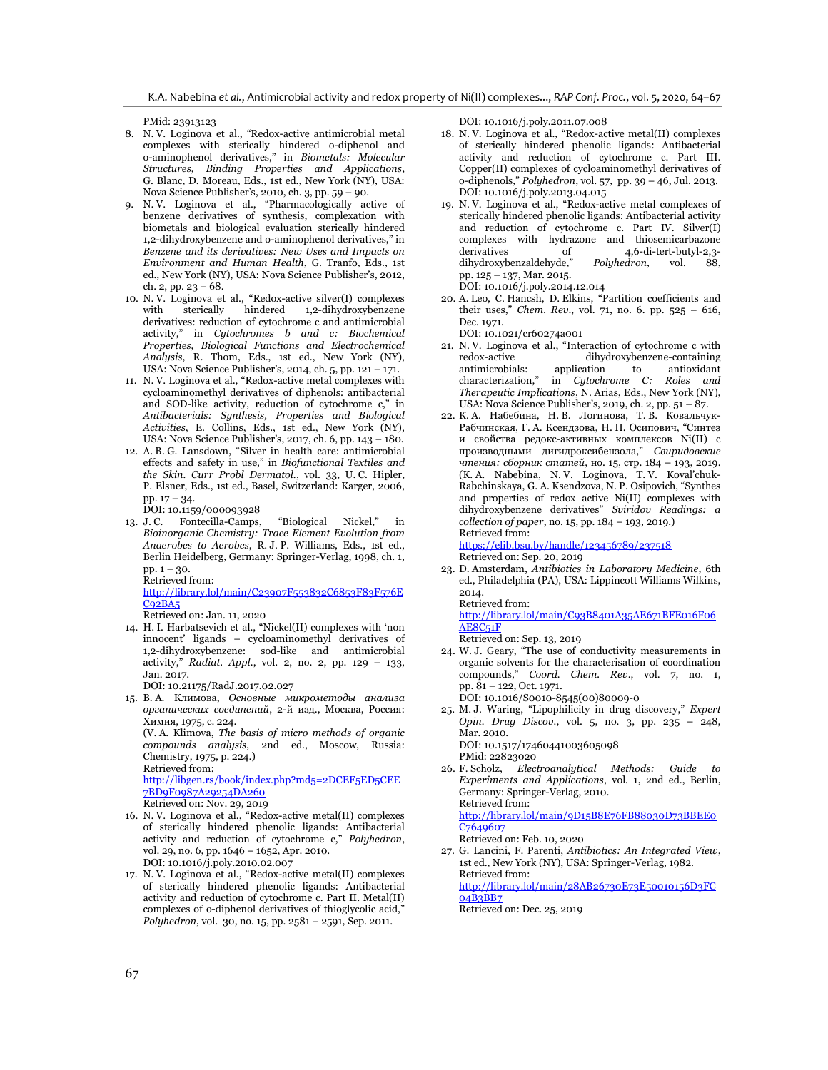PMid: 23913123

8. N. V. Loginova et al., "Redox-active antimicrobial metal complexes with sterically hindered o-diphenol and o-aminophenol derivatives," in *Biometals: Molecular Structures, Binding Properties and Applications*, G. Blanc, D. Moreau, Eds., 1st ed., New York (NY), USA: Nova Science Publisher's, 2010, ch. 3, pp. 59 – 90.
9. N. V. Loginova et al., "Pharmacologically active of benzene derivatives of synthesis, complexation with biometals and biological evaluation sterically hindered 1,2-dihydroxybenzene and o-aminophenol derivatives," in *Benzene and its derivatives: New Uses and Impacts on Environment and Human Health*, G. Tranfo, Eds., 1st ed., New York (NY), USA: Nova Science Publisher's, 2012, ch. 2, pp. 23 – 68.
10. N. V. Loginova et al., "Redox-active silver(I) complexes with sterically hindered 1,2-dihydroxybenzene derivatives: reduction of cytochrome c and antimicrobial activity," in *Cytochromes b and c: Biochemical Properties, Biological Functions and Electrochemical Analysis*, R. Thom, Eds., 1st ed., New York (NY), USA: Nova Science Publisher's, 2014, ch. 5, pp. 121 – 171.
11. N. V. Loginova et al., "Redox-active metal complexes with cycloaminomethyl derivatives of diphenols: antibacterial and SOD-like activity, reduction of cytochrome c," in *Antibacterials: Synthesis, Properties and Biological Activities*, E. Collins, Eds., 1st ed., New York (NY), USA: Nova Science Publisher's, 2017, ch. 6, pp. 143 – 180.
12. A. B. G. Lansdown, "Silver in health care: antimicrobial effects and safety in use," in *Biofunctional Textiles and the Skin. Curr Probl Dermatol.*, vol. 33, U. C. Hipler, P. Elsner, Eds., 1st ed., Basel, Switzerland: Karger, 2006, pp. 17 – 34.
DOI: 10.1159/000093928
13. J. C. Fontecilla-Camps, "Biological Nickel," in *Bioinorganic Chemistry: Trace Element Evolution from Anaerobes to Aerobes*, R. J. P. Williams, Eds., 1st ed., Berlin Heidelberg, Germany: Springer-Verlag, 1998, ch. 1, pp. 1 – 30.
Retrieved from:
http://library.lol/main/C23907F553832C6853F83F576EC92BA5
Retrieved on: Jan. 11, 2020
14. H. I. Harbatsevich et al., "Nickel(II) complexes with 'non innocent' ligands – cycloaminomethyl derivatives of 1,2-dihydroxybenzene: sod-like and antimicrobial activity," *Radiat. Appl.*, vol. 2, no. 2, pp. 129 – 133, Jan. 2017.
DOI: 10.21175/RadJ.2017.02.027
15. В. А. Климова, *Основные микрометоды анализа органических соединений*, 2-й изд., Москва, Россия: Химия, 1975, с. 224.
(V. A. Klimova, *The basis of micro methods of organic compounds analysis*, 2nd ed., Moscow, Russia: Chemistry, 1975, p. 224.)
Retrieved from:
http://libgen.rs/book/index.php?md5=2DCEF5ED5CEE7BD9F0987A29254DA260
Retrieved on: Nov. 29, 2019
16. N. V. Loginova et al., "Redox-active metal(II) complexes of sterically hindered phenolic ligands: Antibacterial activity and reduction of cytochrome c," *Polyhedron*, vol. 29, no. 6, pp. 1646 – 1652, Apr. 2010.
DOI: 10.1016/j.poly.2010.02.007
17. N. V. Loginova et al., "Redox-active metal(II) complexes of sterically hindered phenolic ligands: Antibacterial activity and reduction of cytochrome c. Part II. Metal(II) complexes of o-diphenol derivatives of thioglycolic acid," *Polyhedron*, vol. 30, no. 15, pp. 2581 – 2591, Sep. 2011.
DOI: 10.1016/j.poly.2011.07.008
18. N. V. Loginova et al., "Redox-active metal(II) complexes of sterically hindered phenolic ligands: Antibacterial activity and reduction of cytochrome c. Part III. Copper(II) complexes of cycloaminomethyl derivatives of o-diphenols," *Polyhedron*, vol. 57, pp. 39 – 46, Jul. 2013.
DOI: 10.1016/j.poly.2013.04.015
19. N. V. Loginova et al., "Redox-active metal complexes of sterically hindered phenolic ligands: Antibacterial activity and reduction of cytochrome c. Part IV. Silver(I) complexes with hydrazone and thiosemicarbazone derivatives of 4,6-di-tert-butyl-2,3-dihydroxybenzaldehyde," *Polyhedron*, vol. 88, pp. 125 – 137, Mar. 2015.
DOI: 10.1016/j.poly.2014.12.014
20. A. Leo, C. Hansch, D. Elkins, "Partition coefficients and their uses," *Chem. Rev.*, vol. 71, no. 6. pp. 525 – 616, Dec. 1971.
DOI: 10.1021/cr60274a001
21. N. V. Loginova et al., "Interaction of cytochrome c with redox-active dihydroxybenzene-containing antimicrobials: application to antioxidant characterization," in *Cytochrome C: Roles and Therapeutic Implications*, N. Arias, Eds., New York (NY), USA: Nova Science Publisher's, 2019, ch. 2, pp. 51 – 87.
22. К. А. Набебина, Н. В. Логинова, Т. В. Ковальчук-Рабчинская, Г. А. Ксендзова, Н. П. Осипович, "Синтез и свойства редокс-активных комплексов Ni(II) с производными дигидроксибензола," *Свиридовские чтения: сборник статей*, но. 15, стр. 184 – 193, 2019.
(K. A. Nabebina, N. V. Loginova, T. V. Koval'chuk-Rabchinskaya, G. A. Ksendzova, N. P. Osipovich, "Synthes and properties of redox active Ni(II) complexes with dihydroxybenzene derivatives" *Sviridov Readings: a collection of paper*, no. 15, pp. 184 – 193, 2019.)
Retrieved from:
https://elib.bsu.by/handle/123456789/237518
Retrieved on: Sep. 20, 2019
23. D. Amsterdam, *Antibiotics in Laboratory Medicine*, 6th ed., Philadelphia (PA), USA: Lippincott Williams Wilkins, 2014.
Retrieved from:
http://library.lol/main/C93B8401A35AE671BFE016F06AE8C51F
Retrieved on: Sep. 13, 2019
24. W. J. Geary, "The use of conductivity measurements in organic solvents for the characterisation of coordination compounds," *Coord. Chem. Rev.*, vol. 7, no. 1, pp. 81 – 122, Oct. 1971.
DOI: 10.1016/S0010-8545(00)80009-0
25. M. J. Waring, "Lipophilicity in drug discovery," *Expert Opin. Drug Discov.*, vol. 5, no. 3, pp. 235 – 248, Mar. 2010.
DOI: 10.1517/17460441003605098
PMid: 22823020
26. F. Scholz, *Electroanalytical Methods: Guide to Experiments and Applications*, vol. 1, 2nd ed., Berlin, Germany: Springer-Verlag, 2010.
Retrieved from:
http://library.lol/main/9D15B8E76FB88030D73BBEE0C7649607
Retrieved on: Feb. 10, 2020
27. G. Lancini, F. Parenti, *Antibiotics: An Integrated View*, 1st ed., New York (NY), USA: Springer-Verlag, 1982.
Retrieved from:
http://library.lol/main/28AB26730E73E50010156D3FC04B3BB7
Retrieved on: Dec. 25, 2019